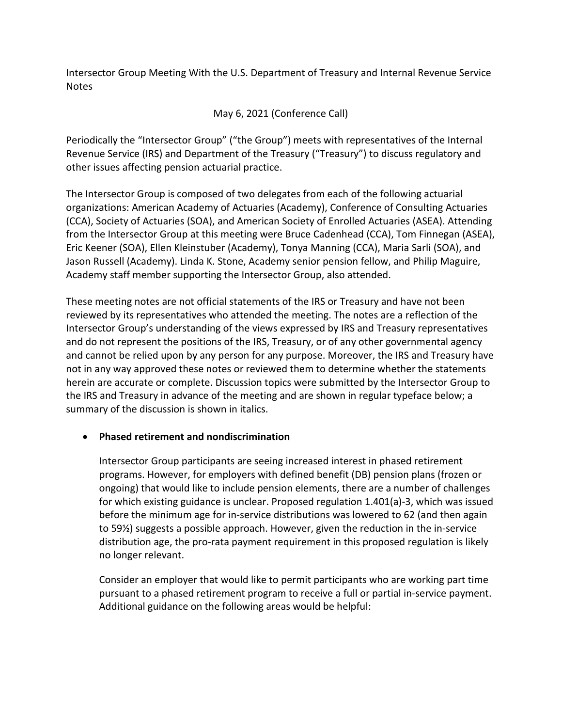Intersector Group Meeting With the U.S. Department of Treasury and Internal Revenue Service Notes

May 6, 2021 (Conference Call)

Periodically the "Intersector Group" ("the Group") meets with representatives of the Internal Revenue Service (IRS) and Department of the Treasury ("Treasury") to discuss regulatory and other issues affecting pension actuarial practice.

The Intersector Group is composed of two delegates from each of the following actuarial organizations: American Academy of Actuaries (Academy), Conference of Consulting Actuaries (CCA), Society of Actuaries (SOA), and American Society of Enrolled Actuaries (ASEA). Attending from the Intersector Group at this meeting were Bruce Cadenhead (CCA), Tom Finnegan (ASEA), Eric Keener (SOA), Ellen Kleinstuber (Academy), Tonya Manning (CCA), Maria Sarli (SOA), and Jason Russell (Academy). Linda K. Stone, Academy senior pension fellow, and Philip Maguire, Academy staff member supporting the Intersector Group, also attended.

These meeting notes are not official statements of the IRS or Treasury and have not been reviewed by its representatives who attended the meeting. The notes are a reflection of the Intersector Group's understanding of the views expressed by IRS and Treasury representatives and do not represent the positions of the IRS, Treasury, or of any other governmental agency and cannot be relied upon by any person for any purpose. Moreover, the IRS and Treasury have not in any way approved these notes or reviewed them to determine whether the statements herein are accurate or complete. Discussion topics were submitted by the Intersector Group to the IRS and Treasury in advance of the meeting and are shown in regular typeface below; a summary of the discussion is shown in italics.

- **Phased retirement and nondiscrimination**

  Intersector Group participants are seeing increased interest in phased retirement programs. However, for employers with defined benefit (DB) pension plans (frozen or ongoing) that would like to include pension elements, there are a number of challenges for which existing guidance is unclear. Proposed regulation 1.401(a)-3, which was issued before the minimum age for in-service distributions was lowered to 62 (and then again to 59½) suggests a possible approach. However, given the reduction in the in-service distribution age, the pro-rata payment requirement in this proposed regulation is likely no longer relevant.

  Consider an employer that would like to permit participants who are working part time pursuant to a phased retirement program to receive a full or partial in-service payment. Additional guidance on the following areas would be helpful: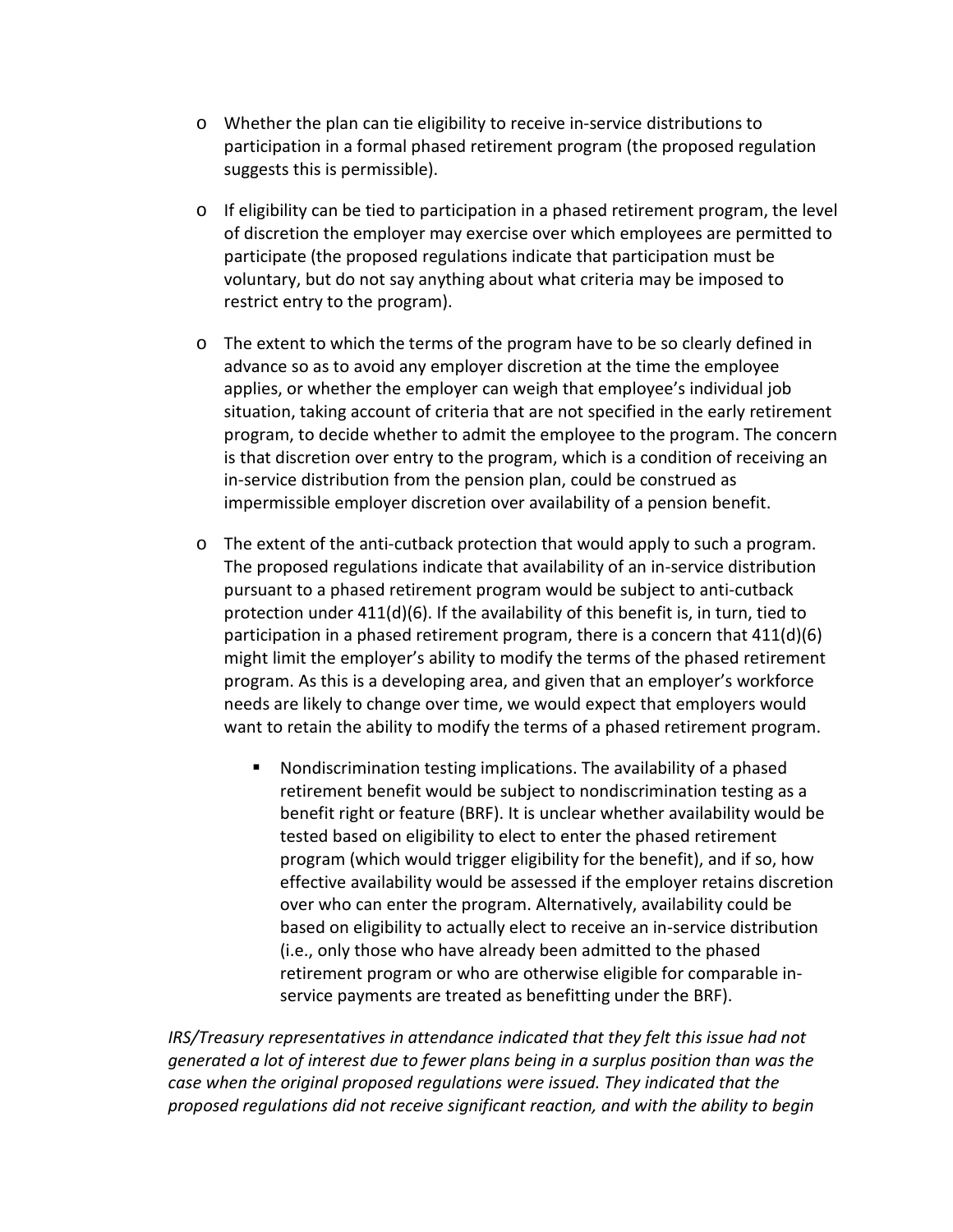- Whether the plan can tie eligibility to receive in-service distributions to participation in a formal phased retirement program (the proposed regulation suggests this is permissible).

- If eligibility can be tied to participation in a phased retirement program, the level of discretion the employer may exercise over which employees are permitted to participate (the proposed regulations indicate that participation must be voluntary, but do not say anything about what criteria may be imposed to restrict entry to the program).

- The extent to which the terms of the program have to be so clearly defined in advance so as to avoid any employer discretion at the time the employee applies, or whether the employer can weigh that employee's individual job situation, taking account of criteria that are not specified in the early retirement program, to decide whether to admit the employee to the program. The concern is that discretion over entry to the program, which is a condition of receiving an in-service distribution from the pension plan, could be construed as impermissible employer discretion over availability of a pension benefit.

- The extent of the anti-cutback protection that would apply to such a program. The proposed regulations indicate that availability of an in-service distribution pursuant to a phased retirement program would be subject to anti-cutback protection under 411(d)(6). If the availability of this benefit is, in turn, tied to participation in a phased retirement program, there is a concern that 411(d)(6) might limit the employer's ability to modify the terms of the phased retirement program. As this is a developing area, and given that an employer's workforce needs are likely to change over time, we would expect that employers would want to retain the ability to modify the terms of a phased retirement program.

  - Nondiscrimination testing implications. The availability of a phased retirement benefit would be subject to nondiscrimination testing as a benefit right or feature (BRF). It is unclear whether availability would be tested based on eligibility to elect to enter the phased retirement program (which would trigger eligibility for the benefit), and if so, how effective availability would be assessed if the employer retains discretion over who can enter the program. Alternatively, availability could be based on eligibility to actually elect to receive an in-service distribution (i.e., only those who have already been admitted to the phased retirement program or who are otherwise eligible for comparable in-service payments are treated as benefitting under the BRF).

*IRS/Treasury representatives in attendance indicated that they felt this issue had not generated a lot of interest due to fewer plans being in a surplus position than was the case when the original proposed regulations were issued. They indicated that the proposed regulations did not receive significant reaction, and with the ability to begin*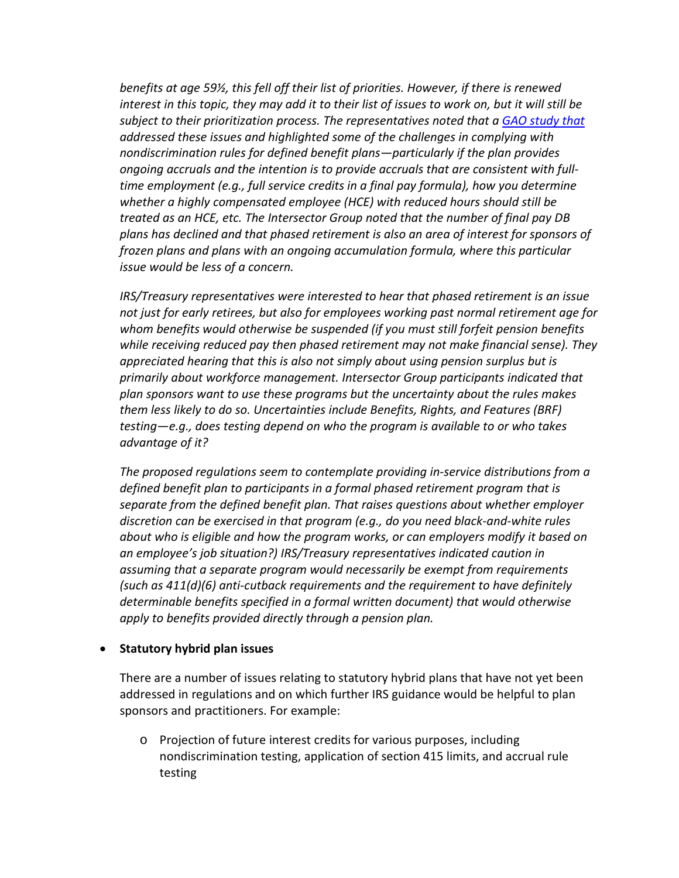*benefits at age 59½, this fell off their list of priorities. However, if there is renewed interest in this topic, they may add it to their list of issues to work on, but it will still be subject to their prioritization process. The representatives noted that a [GAO study that](#) addressed these issues and highlighted some of the challenges in complying with nondiscrimination rules for defined benefit plans—particularly if the plan provides ongoing accruals and the intention is to provide accruals that are consistent with full-time employment (e.g., full service credits in a final pay formula), how you determine whether a highly compensated employee (HCE) with reduced hours should still be treated as an HCE, etc. The Intersector Group noted that the number of final pay DB plans has declined and that phased retirement is also an area of interest for sponsors of frozen plans and plans with an ongoing accumulation formula, where this particular issue would be less of a concern.*

*IRS/Treasury representatives were interested to hear that phased retirement is an issue not just for early retirees, but also for employees working past normal retirement age for whom benefits would otherwise be suspended (if you must still forfeit pension benefits while receiving reduced pay then phased retirement may not make financial sense). They appreciated hearing that this is also not simply about using pension surplus but is primarily about workforce management. Intersector Group participants indicated that plan sponsors want to use these programs but the uncertainty about the rules makes them less likely to do so. Uncertainties include Benefits, Rights, and Features (BRF) testing—e.g., does testing depend on who the program is available to or who takes advantage of it?*

*The proposed regulations seem to contemplate providing in-service distributions from a defined benefit plan to participants in a formal phased retirement program that is separate from the defined benefit plan. That raises questions about whether employer discretion can be exercised in that program (e.g., do you need black-and-white rules about who is eligible and how the program works, or can employers modify it based on an employee's job situation?) IRS/Treasury representatives indicated caution in assuming that a separate program would necessarily be exempt from requirements (such as 411(d)(6) anti-cutback requirements and the requirement to have definitely determinable benefits specified in a formal written document) that would otherwise apply to benefits provided directly through a pension plan.*

- **Statutory hybrid plan issues**

  There are a number of issues relating to statutory hybrid plans that have not yet been addressed in regulations and on which further IRS guidance would be helpful to plan sponsors and practitioners. For example:

  - Projection of future interest credits for various purposes, including nondiscrimination testing, application of section 415 limits, and accrual rule testing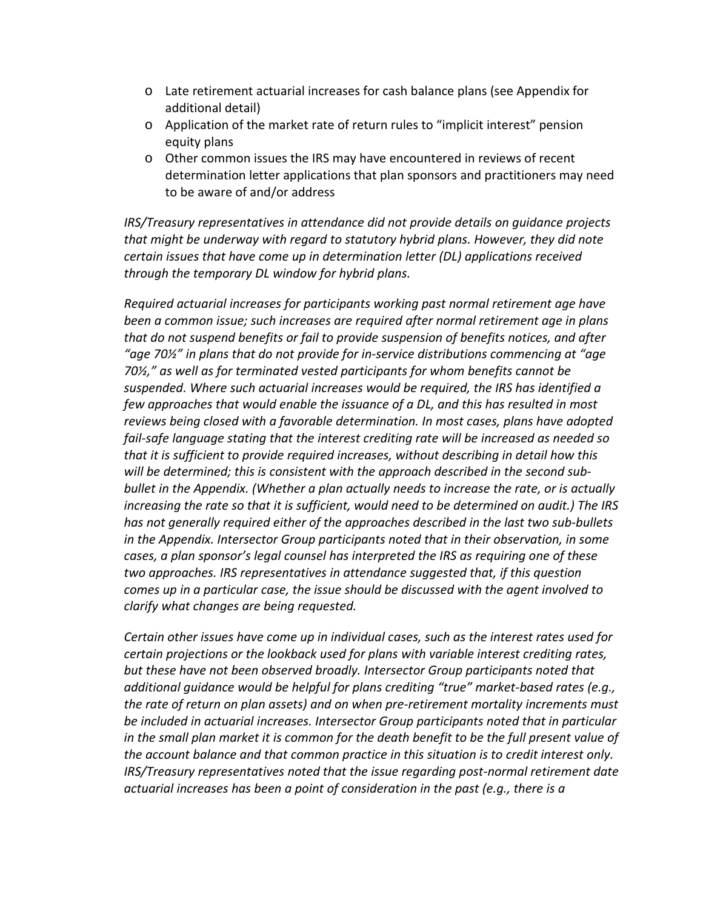- Late retirement actuarial increases for cash balance plans (see Appendix for additional detail)
- Application of the market rate of return rules to "implicit interest" pension equity plans
- Other common issues the IRS may have encountered in reviews of recent determination letter applications that plan sponsors and practitioners may need to be aware of and/or address

*IRS/Treasury representatives in attendance did not provide details on guidance projects that might be underway with regard to statutory hybrid plans. However, they did note certain issues that have come up in determination letter (DL) applications received through the temporary DL window for hybrid plans.*

*Required actuarial increases for participants working past normal retirement age have been a common issue; such increases are required after normal retirement age in plans that do not suspend benefits or fail to provide suspension of benefits notices, and after "age 70½" in plans that do not provide for in-service distributions commencing at "age 70½," as well as for terminated vested participants for whom benefits cannot be suspended. Where such actuarial increases would be required, the IRS has identified a few approaches that would enable the issuance of a DL, and this has resulted in most reviews being closed with a favorable determination. In most cases, plans have adopted fail-safe language stating that the interest crediting rate will be increased as needed so that it is sufficient to provide required increases, without describing in detail how this will be determined; this is consistent with the approach described in the second sub-bullet in the Appendix. (Whether a plan actually needs to increase the rate, or is actually increasing the rate so that it is sufficient, would need to be determined on audit.) The IRS has not generally required either of the approaches described in the last two sub-bullets in the Appendix. Intersector Group participants noted that in their observation, in some cases, a plan sponsor's legal counsel has interpreted the IRS as requiring one of these two approaches. IRS representatives in attendance suggested that, if this question comes up in a particular case, the issue should be discussed with the agent involved to clarify what changes are being requested.*

*Certain other issues have come up in individual cases, such as the interest rates used for certain projections or the lookback used for plans with variable interest crediting rates, but these have not been observed broadly. Intersector Group participants noted that additional guidance would be helpful for plans crediting "true" market-based rates (e.g., the rate of return on plan assets) and on when pre-retirement mortality increments must be included in actuarial increases. Intersector Group participants noted that in particular in the small plan market it is common for the death benefit to be the full present value of the account balance and that common practice in this situation is to credit interest only. IRS/Treasury representatives noted that the issue regarding post-normal retirement date actuarial increases has been a point of consideration in the past (e.g., there is a*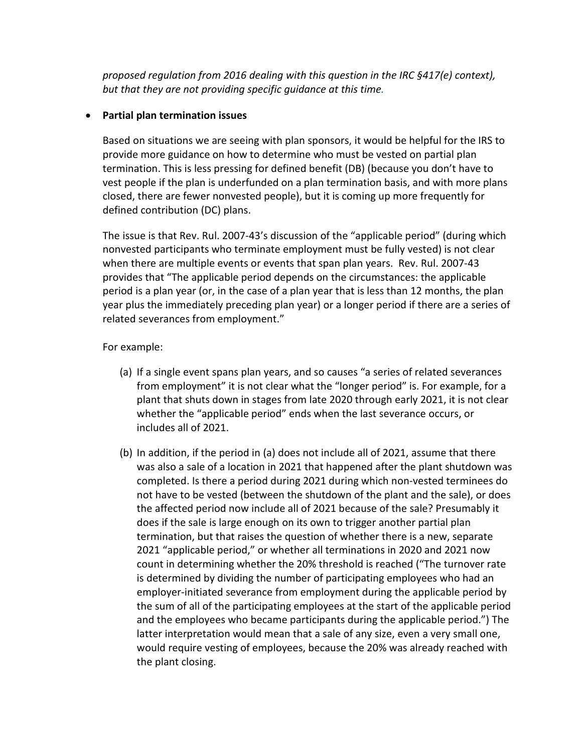*proposed regulation from 2016 dealing with this question in the IRC §417(e) context), but that they are not providing specific guidance at this time.*

- **Partial plan termination issues**

  Based on situations we are seeing with plan sponsors, it would be helpful for the IRS to provide more guidance on how to determine who must be vested on partial plan termination. This is less pressing for defined benefit (DB) (because you don't have to vest people if the plan is underfunded on a plan termination basis, and with more plans closed, there are fewer nonvested people), but it is coming up more frequently for defined contribution (DC) plans.

  The issue is that Rev. Rul. 2007-43's discussion of the "applicable period" (during which nonvested participants who terminate employment must be fully vested) is not clear when there are multiple events or events that span plan years. Rev. Rul. 2007-43 provides that "The applicable period depends on the circumstances: the applicable period is a plan year (or, in the case of a plan year that is less than 12 months, the plan year plus the immediately preceding plan year) or a longer period if there are a series of related severances from employment."

  For example:

  (a) If a single event spans plan years, and so causes "a series of related severances from employment" it is not clear what the "longer period" is. For example, for a plant that shuts down in stages from late 2020 through early 2021, it is not clear whether the "applicable period" ends when the last severance occurs, or includes all of 2021.

  (b) In addition, if the period in (a) does not include all of 2021, assume that there was also a sale of a location in 2021 that happened after the plant shutdown was completed. Is there a period during 2021 during which non-vested terminees do not have to be vested (between the shutdown of the plant and the sale), or does the affected period now include all of 2021 because of the sale? Presumably it does if the sale is large enough on its own to trigger another partial plan termination, but that raises the question of whether there is a new, separate 2021 "applicable period," or whether all terminations in 2020 and 2021 now count in determining whether the 20% threshold is reached ("The turnover rate is determined by dividing the number of participating employees who had an employer-initiated severance from employment during the applicable period by the sum of all of the participating employees at the start of the applicable period and the employees who became participants during the applicable period.") The latter interpretation would mean that a sale of any size, even a very small one, would require vesting of employees, because the 20% was already reached with the plant closing.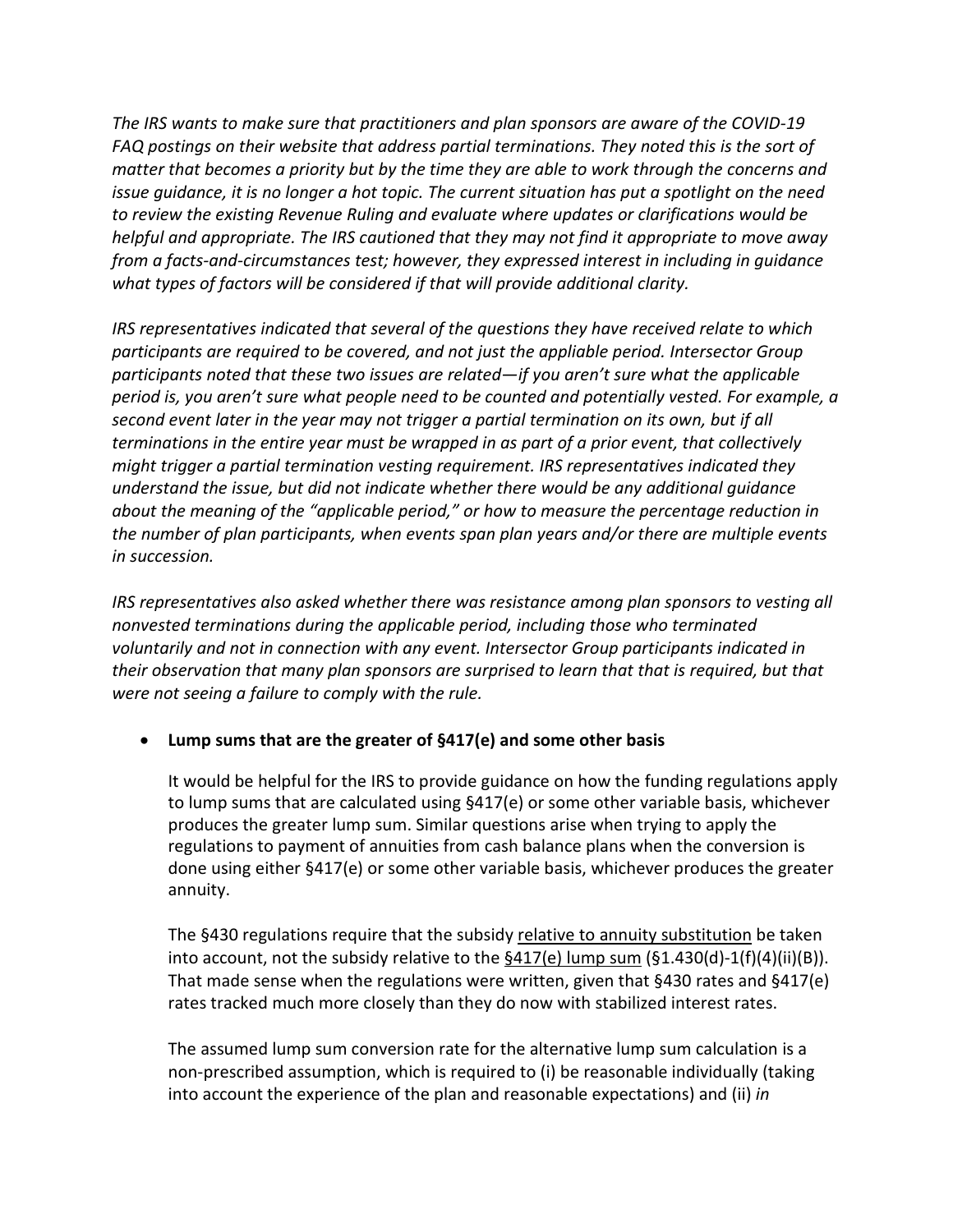*The IRS wants to make sure that practitioners and plan sponsors are aware of the COVID-19 FAQ postings on their website that address partial terminations. They noted this is the sort of matter that becomes a priority but by the time they are able to work through the concerns and issue guidance, it is no longer a hot topic. The current situation has put a spotlight on the need to review the existing Revenue Ruling and evaluate where updates or clarifications would be helpful and appropriate. The IRS cautioned that they may not find it appropriate to move away from a facts-and-circumstances test; however, they expressed interest in including in guidance what types of factors will be considered if that will provide additional clarity.*

*IRS representatives indicated that several of the questions they have received relate to which participants are required to be covered, and not just the appliable period. Intersector Group participants noted that these two issues are related—if you aren't sure what the applicable period is, you aren't sure what people need to be counted and potentially vested. For example, a second event later in the year may not trigger a partial termination on its own, but if all terminations in the entire year must be wrapped in as part of a prior event, that collectively might trigger a partial termination vesting requirement. IRS representatives indicated they understand the issue, but did not indicate whether there would be any additional guidance about the meaning of the "applicable period," or how to measure the percentage reduction in the number of plan participants, when events span plan years and/or there are multiple events in succession.*

*IRS representatives also asked whether there was resistance among plan sponsors to vesting all nonvested terminations during the applicable period, including those who terminated voluntarily and not in connection with any event. Intersector Group participants indicated in their observation that many plan sponsors are surprised to learn that that is required, but that were not seeing a failure to comply with the rule.*

- **Lump sums that are the greater of §417(e) and some other basis**

  It would be helpful for the IRS to provide guidance on how the funding regulations apply to lump sums that are calculated using §417(e) or some other variable basis, whichever produces the greater lump sum. Similar questions arise when trying to apply the regulations to payment of annuities from cash balance plans when the conversion is done using either §417(e) or some other variable basis, whichever produces the greater annuity.

  The §430 regulations require that the subsidy <u>relative to annuity substitution</u> be taken into account, not the subsidy relative to the <u>§417(e) lump sum</u> (§1.430(d)-1(f)(4)(ii)(B)). That made sense when the regulations were written, given that §430 rates and §417(e) rates tracked much more closely than they do now with stabilized interest rates.

  The assumed lump sum conversion rate for the alternative lump sum calculation is a non-prescribed assumption, which is required to (i) be reasonable individually (taking into account the experience of the plan and reasonable expectations) and (ii) *in*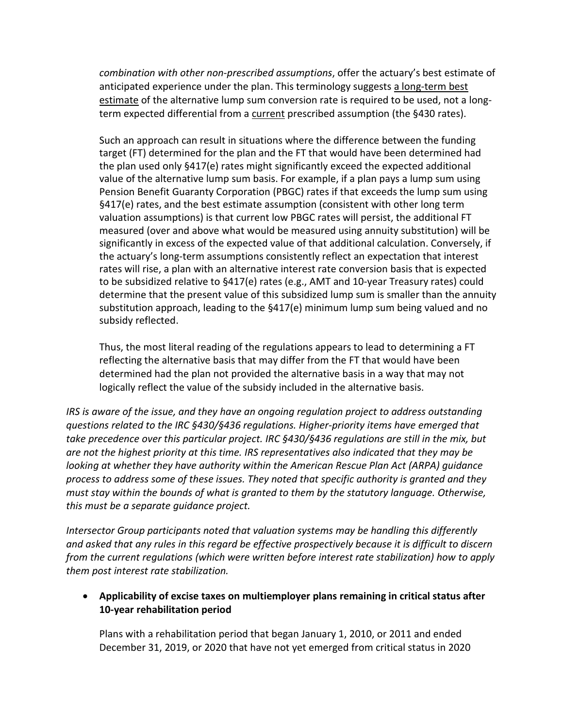*combination with other non-prescribed assumptions*, offer the actuary's best estimate of anticipated experience under the plan. This terminology suggests a long-term best estimate of the alternative lump sum conversion rate is required to be used, not a long-term expected differential from a current prescribed assumption (the §430 rates).

Such an approach can result in situations where the difference between the funding target (FT) determined for the plan and the FT that would have been determined had the plan used only §417(e) rates might significantly exceed the expected additional value of the alternative lump sum basis. For example, if a plan pays a lump sum using Pension Benefit Guaranty Corporation (PBGC) rates if that exceeds the lump sum using §417(e) rates, and the best estimate assumption (consistent with other long term valuation assumptions) is that current low PBGC rates will persist, the additional FT measured (over and above what would be measured using annuity substitution) will be significantly in excess of the expected value of that additional calculation. Conversely, if the actuary's long-term assumptions consistently reflect an expectation that interest rates will rise, a plan with an alternative interest rate conversion basis that is expected to be subsidized relative to §417(e) rates (e.g., AMT and 10-year Treasury rates) could determine that the present value of this subsidized lump sum is smaller than the annuity substitution approach, leading to the §417(e) minimum lump sum being valued and no subsidy reflected.

Thus, the most literal reading of the regulations appears to lead to determining a FT reflecting the alternative basis that may differ from the FT that would have been determined had the plan not provided the alternative basis in a way that may not logically reflect the value of the subsidy included in the alternative basis.

*IRS is aware of the issue, and they have an ongoing regulation project to address outstanding questions related to the IRC §430/§436 regulations. Higher-priority items have emerged that take precedence over this particular project. IRC §430/§436 regulations are still in the mix, but are not the highest priority at this time. IRS representatives also indicated that they may be looking at whether they have authority within the American Rescue Plan Act (ARPA) guidance process to address some of these issues. They noted that specific authority is granted and they must stay within the bounds of what is granted to them by the statutory language. Otherwise, this must be a separate guidance project.*

*Intersector Group participants noted that valuation systems may be handling this differently and asked that any rules in this regard be effective prospectively because it is difficult to discern from the current regulations (which were written before interest rate stabilization) how to apply them post interest rate stabilization.*

- **Applicability of excise taxes on multiemployer plans remaining in critical status after 10-year rehabilitation period**

  Plans with a rehabilitation period that began January 1, 2010, or 2011 and ended December 31, 2019, or 2020 that have not yet emerged from critical status in 2020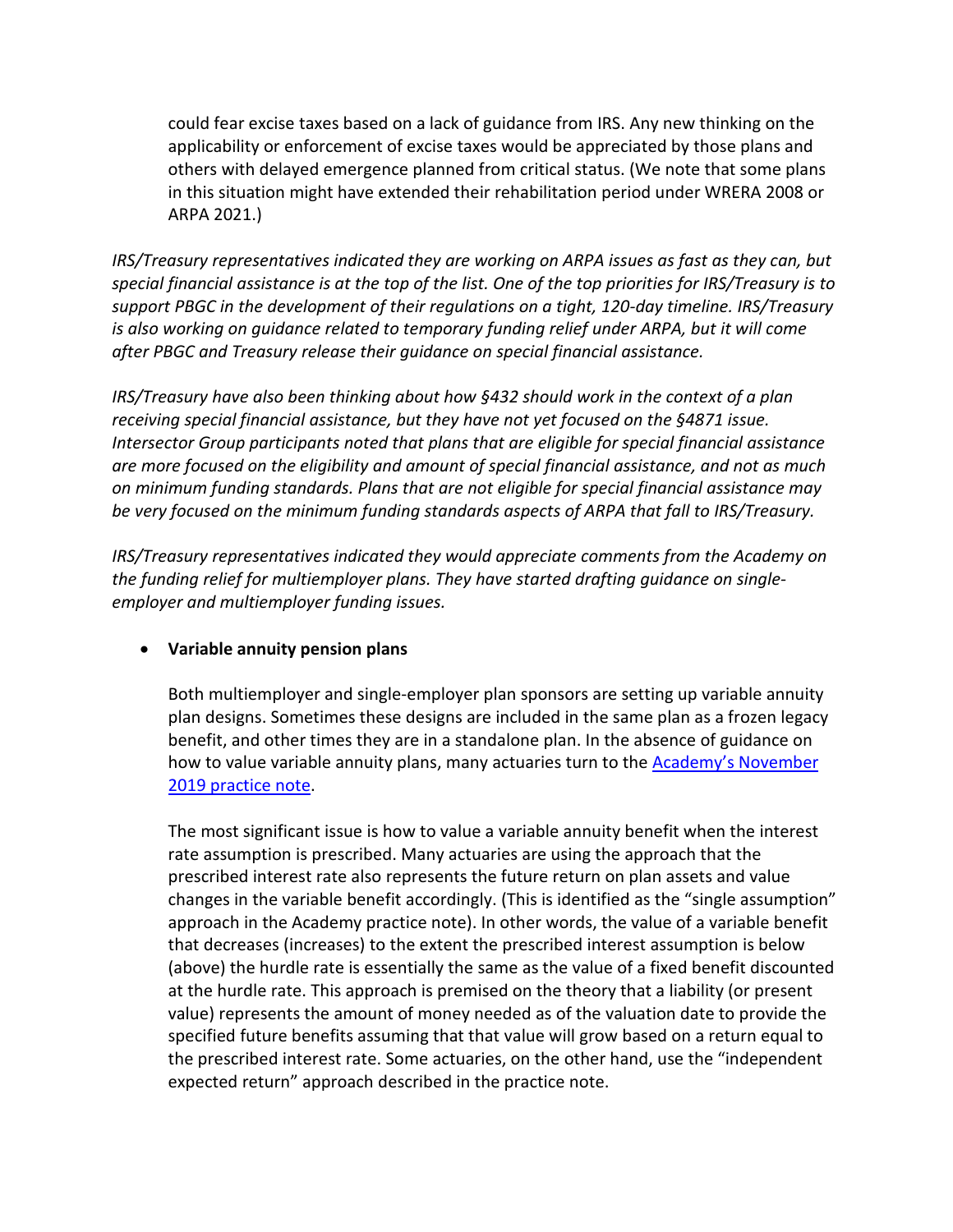could fear excise taxes based on a lack of guidance from IRS. Any new thinking on the applicability or enforcement of excise taxes would be appreciated by those plans and others with delayed emergence planned from critical status. (We note that some plans in this situation might have extended their rehabilitation period under WRERA 2008 or ARPA 2021.)

*IRS/Treasury representatives indicated they are working on ARPA issues as fast as they can, but special financial assistance is at the top of the list. One of the top priorities for IRS/Treasury is to support PBGC in the development of their regulations on a tight, 120-day timeline. IRS/Treasury is also working on guidance related to temporary funding relief under ARPA, but it will come after PBGC and Treasury release their guidance on special financial assistance.*

*IRS/Treasury have also been thinking about how §432 should work in the context of a plan receiving special financial assistance, but they have not yet focused on the §4871 issue. Intersector Group participants noted that plans that are eligible for special financial assistance are more focused on the eligibility and amount of special financial assistance, and not as much on minimum funding standards. Plans that are not eligible for special financial assistance may be very focused on the minimum funding standards aspects of ARPA that fall to IRS/Treasury.*

*IRS/Treasury representatives indicated they would appreciate comments from the Academy on the funding relief for multiemployer plans. They have started drafting guidance on single-employer and multiemployer funding issues.*

- **Variable annuity pension plans**

  Both multiemployer and single-employer plan sponsors are setting up variable annuity plan designs. Sometimes these designs are included in the same plan as a frozen legacy benefit, and other times they are in a standalone plan. In the absence of guidance on how to value variable annuity plans, many actuaries turn to the Academy's November 2019 practice note.

  The most significant issue is how to value a variable annuity benefit when the interest rate assumption is prescribed. Many actuaries are using the approach that the prescribed interest rate also represents the future return on plan assets and value changes in the variable benefit accordingly. (This is identified as the "single assumption" approach in the Academy practice note). In other words, the value of a variable benefit that decreases (increases) to the extent the prescribed interest assumption is below (above) the hurdle rate is essentially the same as the value of a fixed benefit discounted at the hurdle rate. This approach is premised on the theory that a liability (or present value) represents the amount of money needed as of the valuation date to provide the specified future benefits assuming that that value will grow based on a return equal to the prescribed interest rate. Some actuaries, on the other hand, use the "independent expected return" approach described in the practice note.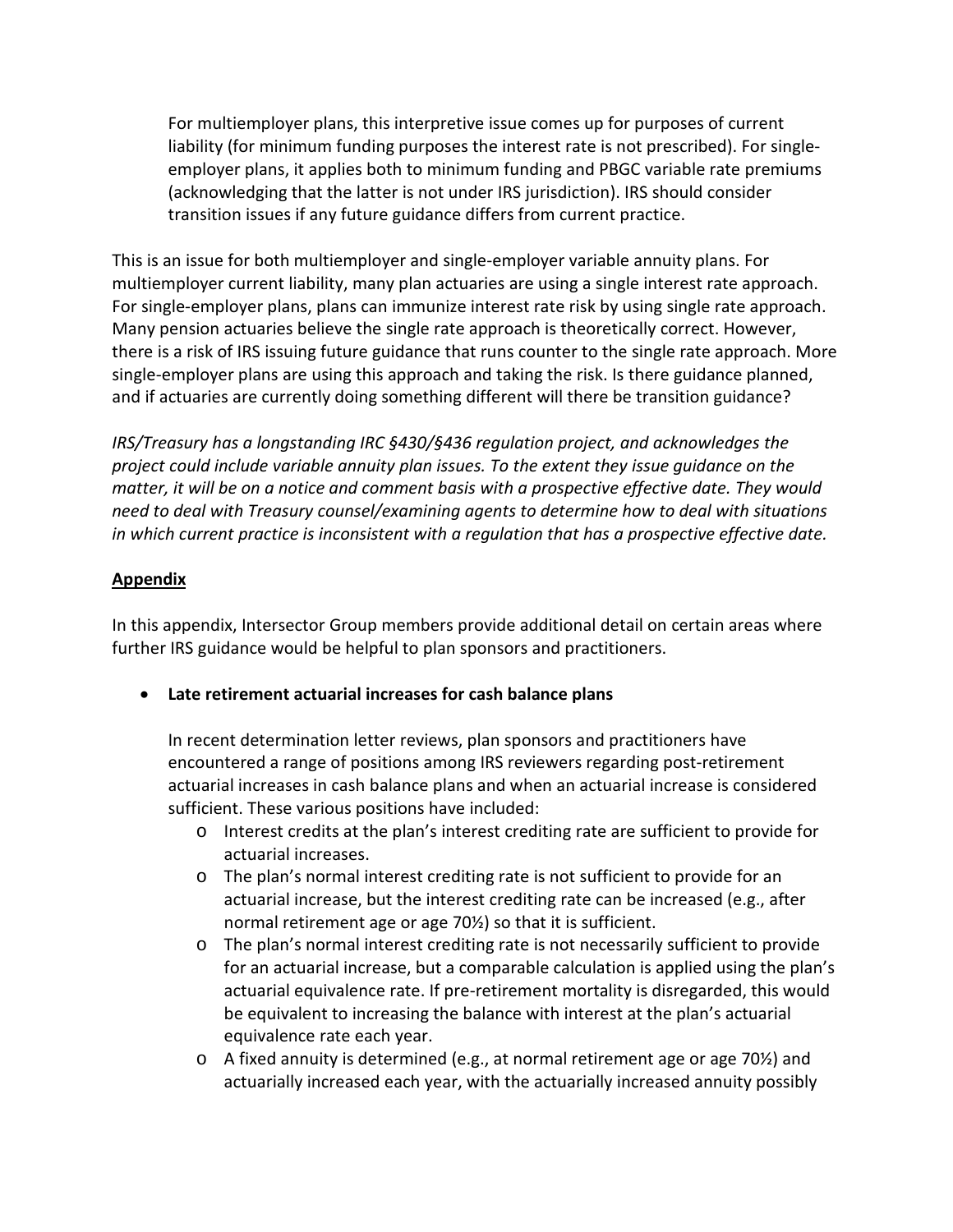For multiemployer plans, this interpretive issue comes up for purposes of current liability (for minimum funding purposes the interest rate is not prescribed). For single-employer plans, it applies both to minimum funding and PBGC variable rate premiums (acknowledging that the latter is not under IRS jurisdiction). IRS should consider transition issues if any future guidance differs from current practice.

This is an issue for both multiemployer and single-employer variable annuity plans. For multiemployer current liability, many plan actuaries are using a single interest rate approach. For single-employer plans, plans can immunize interest rate risk by using single rate approach. Many pension actuaries believe the single rate approach is theoretically correct. However, there is a risk of IRS issuing future guidance that runs counter to the single rate approach. More single-employer plans are using this approach and taking the risk. Is there guidance planned, and if actuaries are currently doing something different will there be transition guidance?

*IRS/Treasury has a longstanding IRC §430/§436 regulation project, and acknowledges the project could include variable annuity plan issues. To the extent they issue guidance on the matter, it will be on a notice and comment basis with a prospective effective date. They would need to deal with Treasury counsel/examining agents to determine how to deal with situations in which current practice is inconsistent with a regulation that has a prospective effective date.*

## Appendix

In this appendix, Intersector Group members provide additional detail on certain areas where further IRS guidance would be helpful to plan sponsors and practitioners.

- **Late retirement actuarial increases for cash balance plans**

  In recent determination letter reviews, plan sponsors and practitioners have encountered a range of positions among IRS reviewers regarding post-retirement actuarial increases in cash balance plans and when an actuarial increase is considered sufficient. These various positions have included:
  - Interest credits at the plan's interest crediting rate are sufficient to provide for actuarial increases.
  - The plan's normal interest crediting rate is not sufficient to provide for an actuarial increase, but the interest crediting rate can be increased (e.g., after normal retirement age or age 70½) so that it is sufficient.
  - The plan's normal interest crediting rate is not necessarily sufficient to provide for an actuarial increase, but a comparable calculation is applied using the plan's actuarial equivalence rate. If pre-retirement mortality is disregarded, this would be equivalent to increasing the balance with interest at the plan's actuarial equivalence rate each year.
  - A fixed annuity is determined (e.g., at normal retirement age or age 70½) and actuarially increased each year, with the actuarially increased annuity possibly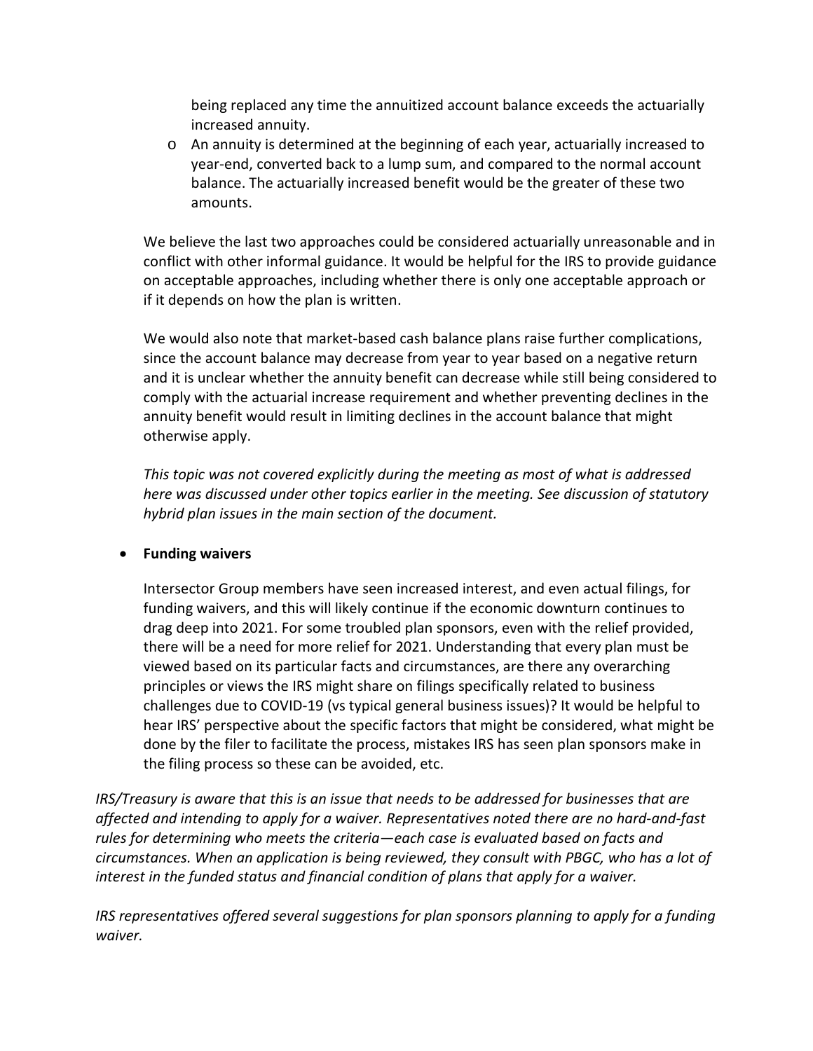being replaced any time the annuitized account balance exceeds the actuarially increased annuity.

- An annuity is determined at the beginning of each year, actuarially increased to year-end, converted back to a lump sum, and compared to the normal account balance. The actuarially increased benefit would be the greater of these two amounts.

We believe the last two approaches could be considered actuarially unreasonable and in conflict with other informal guidance. It would be helpful for the IRS to provide guidance on acceptable approaches, including whether there is only one acceptable approach or if it depends on how the plan is written.

We would also note that market-based cash balance plans raise further complications, since the account balance may decrease from year to year based on a negative return and it is unclear whether the annuity benefit can decrease while still being considered to comply with the actuarial increase requirement and whether preventing declines in the annuity benefit would result in limiting declines in the account balance that might otherwise apply.

*This topic was not covered explicitly during the meeting as most of what is addressed here was discussed under other topics earlier in the meeting. See discussion of statutory hybrid plan issues in the main section of the document.*

- **Funding waivers**

  Intersector Group members have seen increased interest, and even actual filings, for funding waivers, and this will likely continue if the economic downturn continues to drag deep into 2021. For some troubled plan sponsors, even with the relief provided, there will be a need for more relief for 2021. Understanding that every plan must be viewed based on its particular facts and circumstances, are there any overarching principles or views the IRS might share on filings specifically related to business challenges due to COVID-19 (vs typical general business issues)? It would be helpful to hear IRS' perspective about the specific factors that might be considered, what might be done by the filer to facilitate the process, mistakes IRS has seen plan sponsors make in the filing process so these can be avoided, etc.

*IRS/Treasury is aware that this is an issue that needs to be addressed for businesses that are affected and intending to apply for a waiver. Representatives noted there are no hard-and-fast rules for determining who meets the criteria—each case is evaluated based on facts and circumstances. When an application is being reviewed, they consult with PBGC, who has a lot of interest in the funded status and financial condition of plans that apply for a waiver.*

*IRS representatives offered several suggestions for plan sponsors planning to apply for a funding waiver.*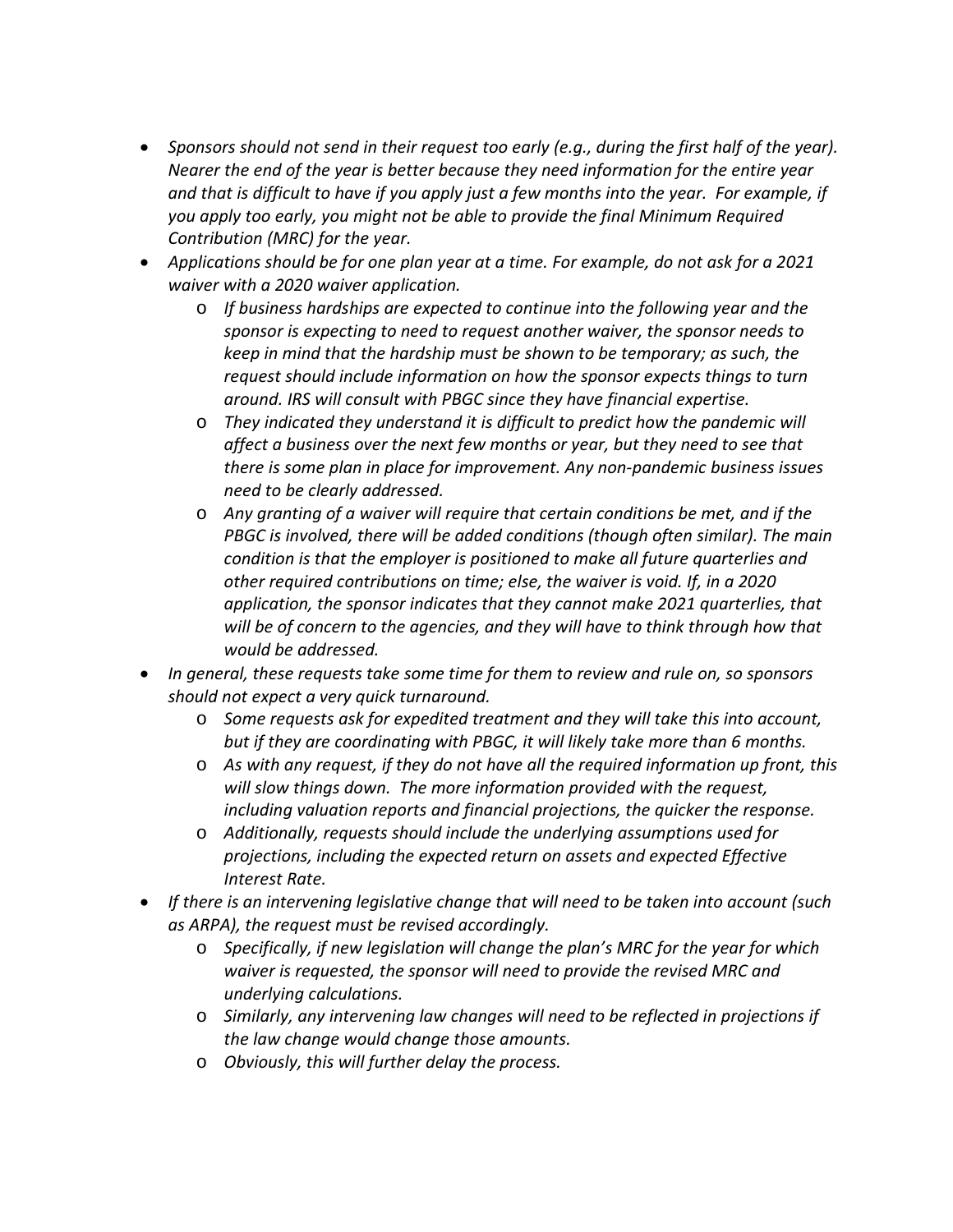- *Sponsors should not send in their request too early (e.g., during the first half of the year). Nearer the end of the year is better because they need information for the entire year and that is difficult to have if you apply just a few months into the year. For example, if you apply too early, you might not be able to provide the final Minimum Required Contribution (MRC) for the year.*
- *Applications should be for one plan year at a time. For example, do not ask for a 2021 waiver with a 2020 waiver application.*
  - *If business hardships are expected to continue into the following year and the sponsor is expecting to need to request another waiver, the sponsor needs to keep in mind that the hardship must be shown to be temporary; as such, the request should include information on how the sponsor expects things to turn around. IRS will consult with PBGC since they have financial expertise.*
  - *They indicated they understand it is difficult to predict how the pandemic will affect a business over the next few months or year, but they need to see that there is some plan in place for improvement. Any non-pandemic business issues need to be clearly addressed.*
  - *Any granting of a waiver will require that certain conditions be met, and if the PBGC is involved, there will be added conditions (though often similar). The main condition is that the employer is positioned to make all future quarterlies and other required contributions on time; else, the waiver is void. If, in a 2020 application, the sponsor indicates that they cannot make 2021 quarterlies, that will be of concern to the agencies, and they will have to think through how that would be addressed.*
- *In general, these requests take some time for them to review and rule on, so sponsors should not expect a very quick turnaround.*
  - *Some requests ask for expedited treatment and they will take this into account, but if they are coordinating with PBGC, it will likely take more than 6 months.*
  - *As with any request, if they do not have all the required information up front, this will slow things down. The more information provided with the request, including valuation reports and financial projections, the quicker the response.*
  - *Additionally, requests should include the underlying assumptions used for projections, including the expected return on assets and expected Effective Interest Rate.*
- *If there is an intervening legislative change that will need to be taken into account (such as ARPA), the request must be revised accordingly.*
  - *Specifically, if new legislation will change the plan's MRC for the year for which waiver is requested, the sponsor will need to provide the revised MRC and underlying calculations.*
  - *Similarly, any intervening law changes will need to be reflected in projections if the law change would change those amounts.*
  - *Obviously, this will further delay the process.*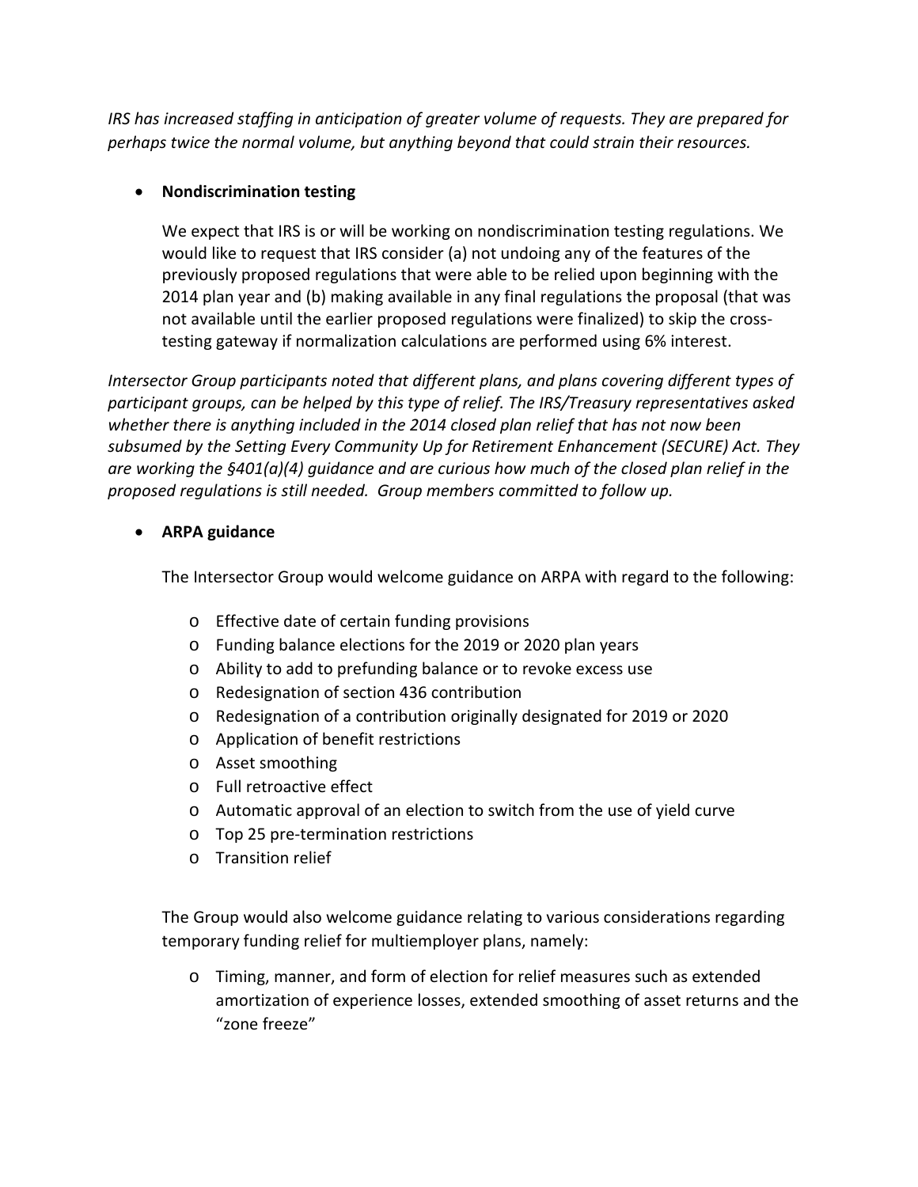*IRS has increased staffing in anticipation of greater volume of requests. They are prepared for perhaps twice the normal volume, but anything beyond that could strain their resources.*

- **Nondiscrimination testing**

  We expect that IRS is or will be working on nondiscrimination testing regulations. We would like to request that IRS consider (a) not undoing any of the features of the previously proposed regulations that were able to be relied upon beginning with the 2014 plan year and (b) making available in any final regulations the proposal (that was not available until the earlier proposed regulations were finalized) to skip the cross-testing gateway if normalization calculations are performed using 6% interest.

*Intersector Group participants noted that different plans, and plans covering different types of participant groups, can be helped by this type of relief. The IRS/Treasury representatives asked whether there is anything included in the 2014 closed plan relief that has not now been subsumed by the Setting Every Community Up for Retirement Enhancement (SECURE) Act. They are working the §401(a)(4) guidance and are curious how much of the closed plan relief in the proposed regulations is still needed. Group members committed to follow up.*

- **ARPA guidance**

  The Intersector Group would welcome guidance on ARPA with regard to the following:

  - Effective date of certain funding provisions
  - Funding balance elections for the 2019 or 2020 plan years
  - Ability to add to prefunding balance or to revoke excess use
  - Redesignation of section 436 contribution
  - Redesignation of a contribution originally designated for 2019 or 2020
  - Application of benefit restrictions
  - Asset smoothing
  - Full retroactive effect
  - Automatic approval of an election to switch from the use of yield curve
  - Top 25 pre-termination restrictions
  - Transition relief

  The Group would also welcome guidance relating to various considerations regarding temporary funding relief for multiemployer plans, namely:

  - Timing, manner, and form of election for relief measures such as extended amortization of experience losses, extended smoothing of asset returns and the "zone freeze"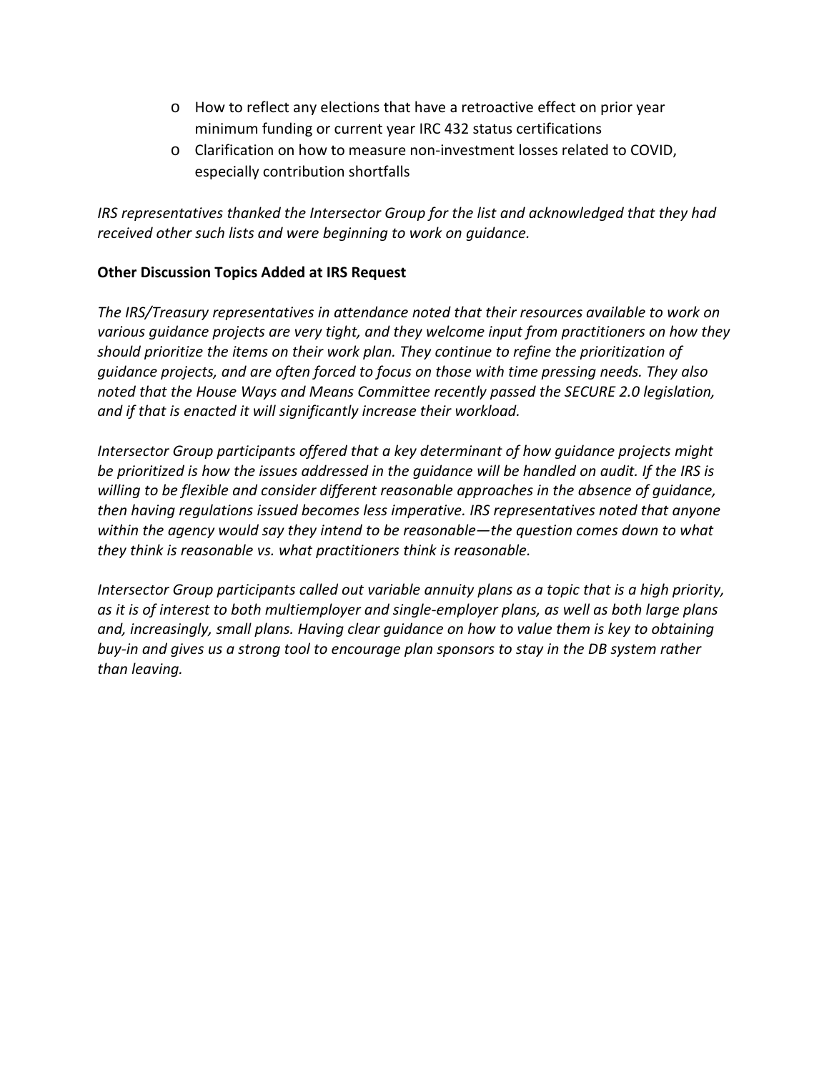- How to reflect any elections that have a retroactive effect on prior year minimum funding or current year IRC 432 status certifications
  - Clarification on how to measure non-investment losses related to COVID, especially contribution shortfalls

*IRS representatives thanked the Intersector Group for the list and acknowledged that they had received other such lists and were beginning to work on guidance.*

**Other Discussion Topics Added at IRS Request**

*The IRS/Treasury representatives in attendance noted that their resources available to work on various guidance projects are very tight, and they welcome input from practitioners on how they should prioritize the items on their work plan. They continue to refine the prioritization of guidance projects, and are often forced to focus on those with time pressing needs. They also noted that the House Ways and Means Committee recently passed the SECURE 2.0 legislation, and if that is enacted it will significantly increase their workload.*

*Intersector Group participants offered that a key determinant of how guidance projects might be prioritized is how the issues addressed in the guidance will be handled on audit. If the IRS is willing to be flexible and consider different reasonable approaches in the absence of guidance, then having regulations issued becomes less imperative. IRS representatives noted that anyone within the agency would say they intend to be reasonable—the question comes down to what they think is reasonable vs. what practitioners think is reasonable.*

*Intersector Group participants called out variable annuity plans as a topic that is a high priority, as it is of interest to both multiemployer and single-employer plans, as well as both large plans and, increasingly, small plans. Having clear guidance on how to value them is key to obtaining buy-in and gives us a strong tool to encourage plan sponsors to stay in the DB system rather than leaving.*